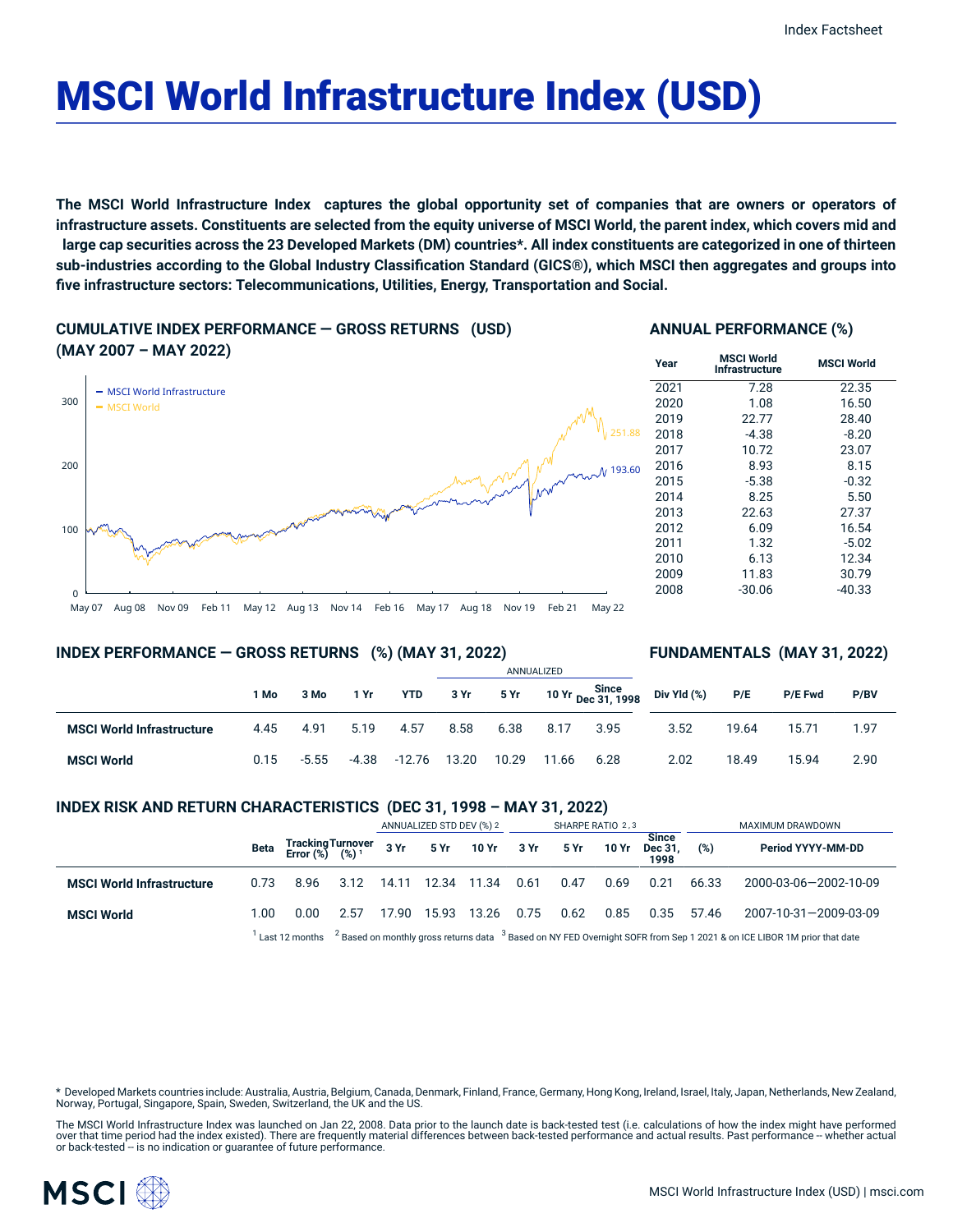# MSCI World Infrastructure Index (USD)

**The MSCI World Infrastructure Index captures the global opportunity set of companies that are owners or operators of infrastructure assets. Constituents are selected from the equity universe of MSCI World, the parent index, which covers mid and large cap securities across the 23 Developed Markets (DM) countries*. All index constituents are categorized in one of thirteen sub-industries according to the Global Industry Classification Standard (GICS®), which MSCI then aggregates and groups into five infrastructure sectors: Telecommunications, Utilities, Energy, Transportation and Social.**

## CUMULATIVE INDEX PERFORMANCE — GROSS RETURNS (USD) (MAY 2007 – MAY 2022)

- MSCI World Infrastructure: 193.60
- MSCI World: 251.88

## ANNUAL PERFORMANCE (%)

| Year | MSCI World Infrastructure | MSCI World |
|---|---|---|
| 2021 | 7.28 | 22.35 |
| 2020 | 1.08 | 16.50 |
| 2019 | 22.77 | 28.40 |
| 2018 | -4.38 | -8.20 |
| 2017 | 10.72 | 23.07 |
| 2016 | 8.93 | 8.15 |
| 2015 | -5.38 | -0.32 |
| 2014 | 8.25 | 5.50 |
| 2013 | 22.63 | 27.37 |
| 2012 | 6.09 | 16.54 |
| 2011 | 1.32 | -5.02 |
| 2010 | 6.13 | 12.34 |
| 2009 | 11.83 | 30.79 |
| 2008 | -30.06 | -40.33 |

## INDEX PERFORMANCE — GROSS RETURNS (%) (MAY 31, 2022) / FUNDAMENTALS (MAY 31, 2022)

| | | | | | ANNUALIZED | | | | | | | |
|---|---|---|---|---|---|---|---|---|---|---|---|---|
| | 1 Mo | 3 Mo | 1 Yr | YTD | 3 Yr | 5 Yr | 10 Yr | Since Dec 31, 1998 | Div Yld (%) | P/E | P/E Fwd | P/BV |
| **MSCI World Infrastructure** | 4.45 | 4.91 | 5.19 | 4.57 | 8.58 | 6.38 | 8.17 | 3.95 | 3.52 | 19.64 | 15.71 | 1.97 |
| **MSCI World** | 0.15 | -5.55 | -4.38 | -12.76 | 13.20 | 10.29 | 11.66 | 6.28 | 2.02 | 18.49 | 15.94 | 2.90 |

## INDEX RISK AND RETURN CHARACTERISTICS (DEC 31, 1998 – MAY 31, 2022)

| | | | | ANNUALIZED STD DEV (%) [2] | | | SHARPE RATIO [2,3] | | | | MAXIMUM DRAWDOWN | |
|---|---|---|---|---|---|---|---|---|---|---|---|---|
| | Beta | Tracking Error (%) | Turnover (%) [1] | 3 Yr | 5 Yr | 10 Yr | 3 Yr | 5 Yr | 10 Yr | Since Dec 31, 1998 | (%) | Period YYYY-MM-DD |
| **MSCI World Infrastructure** | 0.73 | 8.96 | 3.12 | 14.11 | 12.34 | 11.34 | 0.61 | 0.47 | 0.69 | 0.21 | 66.33 | 2000-03-06—2002-10-09 |
| **MSCI World** | 1.00 | 0.00 | 2.57 | 17.90 | 15.93 | 13.26 | 0.75 | 0.62 | 0.85 | 0.35 | 57.46 | 2007-10-31—2009-03-09 |

[1] Last 12 months [2] Based on monthly gross returns data [3] Based on NY FED Overnight SOFR from Sep 1 2021 & on ICE LIBOR 1M prior that date

* Developed Markets countries include: Australia, Austria, Belgium, Canada, Denmark, Finland, France, Germany, Hong Kong, Ireland, Israel, Italy, Japan, Netherlands, New Zealand, Norway, Portugal, Singapore, Spain, Sweden, Switzerland, the UK and the US.

The MSCI World Infrastructure Index was launched on Jan 22, 2008. Data prior to the launch date is back-tested test (i.e. calculations of how the index might have performed over that time period had the index existed). There are frequently material differences between back-tested performance and actual results. Past performance -- whether actual or back-tested -- is no indication or guarantee of future performance.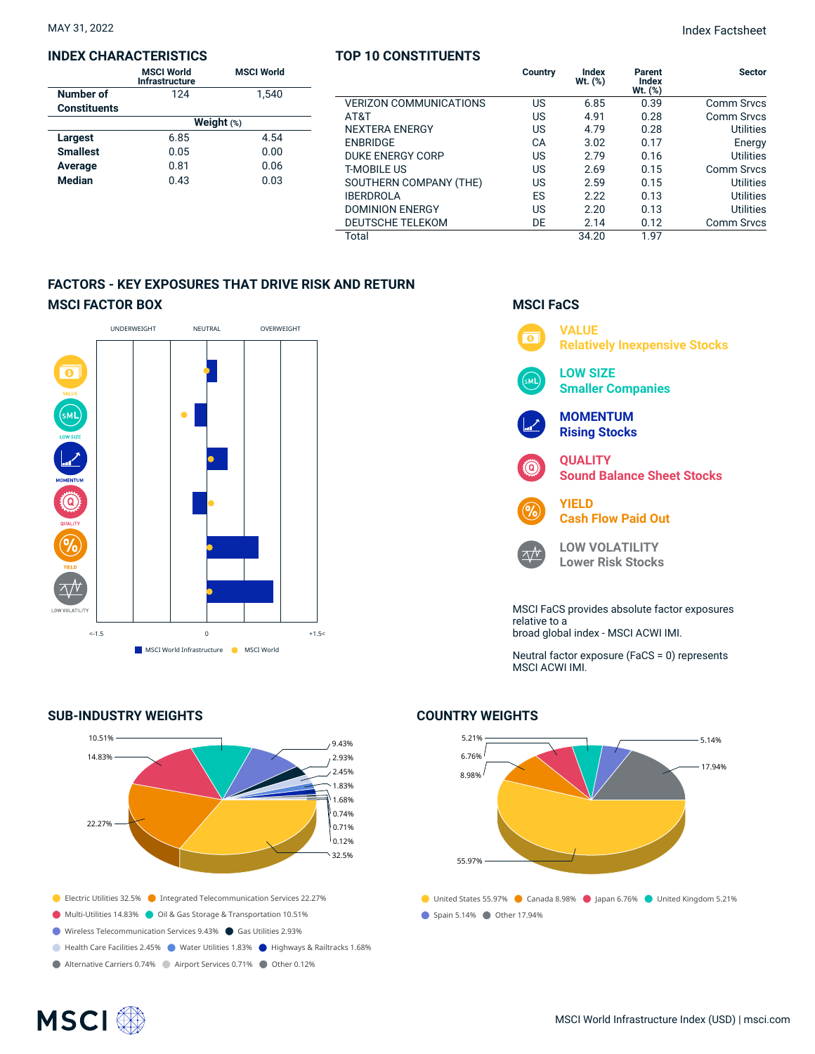MAY 31, 2022

Index Factsheet

## INDEX CHARACTERISTICS

| | MSCI World Infrastructure | MSCI World |
|---|---|---|
| Number of Constituents | 124 | 1,540 |
| | **Weight (%)** | |
| **Largest** | 6.85 | 4.54 |
| **Smallest** | 0.05 | 0.00 |
| **Average** | 0.81 | 0.06 |
| **Median** | 0.43 | 0.03 |

## TOP 10 CONSTITUENTS

| | Country | Index Wt. (%) | Parent Index Wt. (%) | Sector |
|---|---|---|---|---|
| VERIZON COMMUNICATIONS | US | 6.85 | 0.39 | Comm Srvcs |
| AT&T | US | 4.91 | 0.28 | Comm Srvcs |
| NEXTERA ENERGY | US | 4.79 | 0.28 | Utilities |
| ENBRIDGE | CA | 3.02 | 0.17 | Energy |
| DUKE ENERGY CORP | US | 2.79 | 0.16 | Utilities |
| T-MOBILE US | US | 2.69 | 0.15 | Comm Srvcs |
| SOUTHERN COMPANY (THE) | US | 2.59 | 0.15 | Utilities |
| IBERDROLA | ES | 2.22 | 0.13 | Utilities |
| DOMINION ENERGY | US | 2.20 | 0.13 | Utilities |
| DEUTSCHE TELEKOM | DE | 2.14 | 0.12 | Comm Srvcs |
| Total | | 34.20 | 1.97 | |

## FACTORS - KEY EXPOSURES THAT DRIVE RISK AND RETURN

### MSCI FACTOR BOX

UNDERWEIGHT NEUTRAL OVERWEIGHT

VALUE, LOW SIZE, MOMENTUM, QUALITY, YIELD, LOW VOLATILITY

<-1.5 0 +1.5<

MSCI World Infrastructure MSCI World

### MSCI FaCS

**VALUE** Relatively Inexpensive Stocks

**LOW SIZE** Smaller Companies

**MOMENTUM** Rising Stocks

**QUALITY** Sound Balance Sheet Stocks

**YIELD** Cash Flow Paid Out

**LOW VOLATILITY** Lower Risk Stocks

MSCI FaCS provides absolute factor exposures relative to a broad global index - MSCI ACWI IMI.

Neutral factor exposure (FaCS = 0) represents MSCI ACWI IMI.

## SUB-INDUSTRY WEIGHTS

- Electric Utilities 32.5%
- Integrated Telecommunication Services 22.27%
- Multi-Utilities 14.83%
- Oil & Gas Storage & Transportation 10.51%
- Wireless Telecommunication Services 9.43%
- Gas Utilities 2.93%
- Health Care Facilities 2.45%
- Water Utilities 1.83%
- Highways & Railtracks 1.68%
- Alternative Carriers 0.74%
- Airport Services 0.71%
- Other 0.12%

## COUNTRY WEIGHTS

- United States 55.97%
- Canada 8.98%
- Japan 6.76%
- United Kingdom 5.21%
- Spain 5.14%
- Other 17.94%

MSCI World Infrastructure Index (USD) | msci.com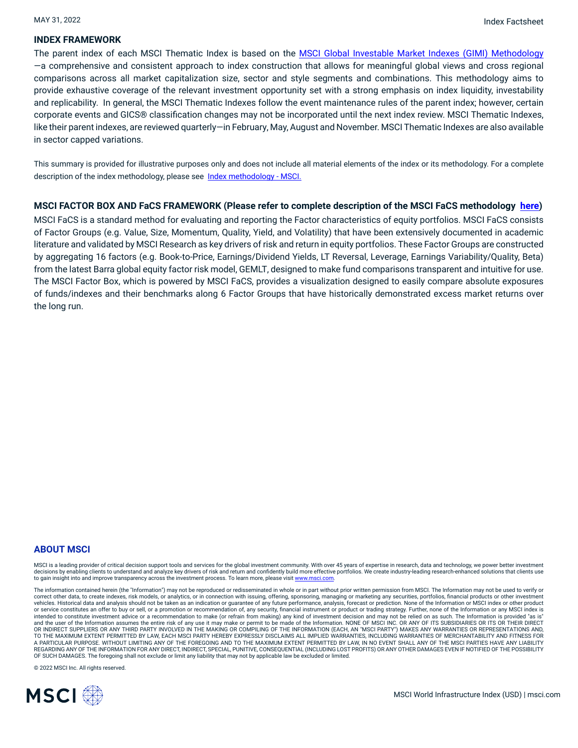## INDEX FRAMEWORK

The parent index of each MSCI Thematic Index is based on the [MSCI Global Investable Market Indexes (GIMI) Methodology](#)—a comprehensive and consistent approach to index construction that allows for meaningful global views and cross regional comparisons across all market capitalization size, sector and style segments and combinations. This methodology aims to provide exhaustive coverage of the relevant investment opportunity set with a strong emphasis on index liquidity, investability and replicability. In general, the MSCI Thematic Indexes follow the event maintenance rules of the parent index; however, certain corporate events and GICS® classification changes may not be incorporated until the next index review. MSCI Thematic Indexes, like their parent indexes, are reviewed quarterly—in February, May, August and November. MSCI Thematic Indexes are also available in sector capped variations.

This summary is provided for illustrative purposes only and does not include all material elements of the index or its methodology. For a complete description of the index methodology, please see [Index methodology - MSCI.](#)

## MSCI FACTOR BOX AND FaCS FRAMEWORK (Please refer to complete description of the MSCI FaCS methodology [here](#))

MSCI FaCS is a standard method for evaluating and reporting the Factor characteristics of equity portfolios. MSCI FaCS consists of Factor Groups (e.g. Value, Size, Momentum, Quality, Yield, and Volatility) that have been extensively documented in academic literature and validated by MSCI Research as key drivers of risk and return in equity portfolios. These Factor Groups are constructed by aggregating 16 factors (e.g. Book-to-Price, Earnings/Dividend Yields, LT Reversal, Leverage, Earnings Variability/Quality, Beta) from the latest Barra global equity factor risk model, GEMLT, designed to make fund comparisons transparent and intuitive for use. The MSCI Factor Box, which is powered by MSCI FaCS, provides a visualization designed to easily compare absolute exposures of funds/indexes and their benchmarks along 6 Factor Groups that have historically demonstrated excess market returns over the long run.

## ABOUT MSCI

MSCI is a leading provider of critical decision support tools and services for the global investment community. With over 45 years of expertise in research, data and technology, we power better investment decisions by enabling clients to understand and analyze key drivers of risk and return and confidently build more effective portfolios. We create industry-leading research-enhanced solutions that clients use to gain insight into and improve transparency across the investment process. To learn more, please visit [www.msci.com](http://www.msci.com).

The information contained herein (the "Information") may not be reproduced or redisseminated in whole or in part without prior written permission from MSCI. The Information may not be used to verify or correct other data, to create indexes, risk models, or analytics, or in connection with issuing, offering, sponsoring, managing or marketing any securities, portfolios, financial products or other investment vehicles. Historical data and analysis should not be taken as an indication or guarantee of any future performance, analysis, forecast or prediction. None of the Information or MSCI index or other product or service constitutes an offer to buy or sell, or a promotion or recommendation of, any security, financial instrument or product or trading strategy. Further, none of the Information or any MSCI index is intended to constitute investment advice or a recommendation to make (or refrain from making) any kind of investment decision and may not be relied on as such. The Information is provided "as is" and the user of the Information assumes the entire risk of any use it may make or permit to be made of the Information. NONE OF MSCI INC. OR ANY OF ITS SUBSIDIARIES OR ITS OR THEIR DIRECT OR INDIRECT SUPPLIERS OR ANY THIRD PARTY INVOLVED IN THE MAKING OR COMPILING OF THE INFORMATION (EACH, AN "MSCI PARTY") MAKES ANY WARRANTIES OR REPRESENTATIONS AND, TO THE MAXIMUM EXTENT PERMITTED BY LAW, EACH MSCI PARTY HEREBY EXPRESSLY DISCLAIMS ALL IMPLIED WARRANTIES, INCLUDING WARRANTIES OF MERCHANTABILITY AND FITNESS FOR A PARTICULAR PURPOSE. WITHOUT LIMITING ANY OF THE FOREGOING AND TO THE MAXIMUM EXTENT PERMITTED BY LAW, IN NO EVENT SHALL ANY OF THE MSCI PARTIES HAVE ANY LIABILITY REGARDING ANY OF THE INFORMATION FOR ANY DIRECT, INDIRECT, SPECIAL, PUNITIVE, CONSEQUENTIAL (INCLUDING LOST PROFITS) OR ANY OTHER DAMAGES EVEN IF NOTIFIED OF THE POSSIBILITY OF SUCH DAMAGES. The foregoing shall not exclude or limit any liability that may not by applicable law be excluded or limited.

© 2022 MSCI Inc. All rights reserved.